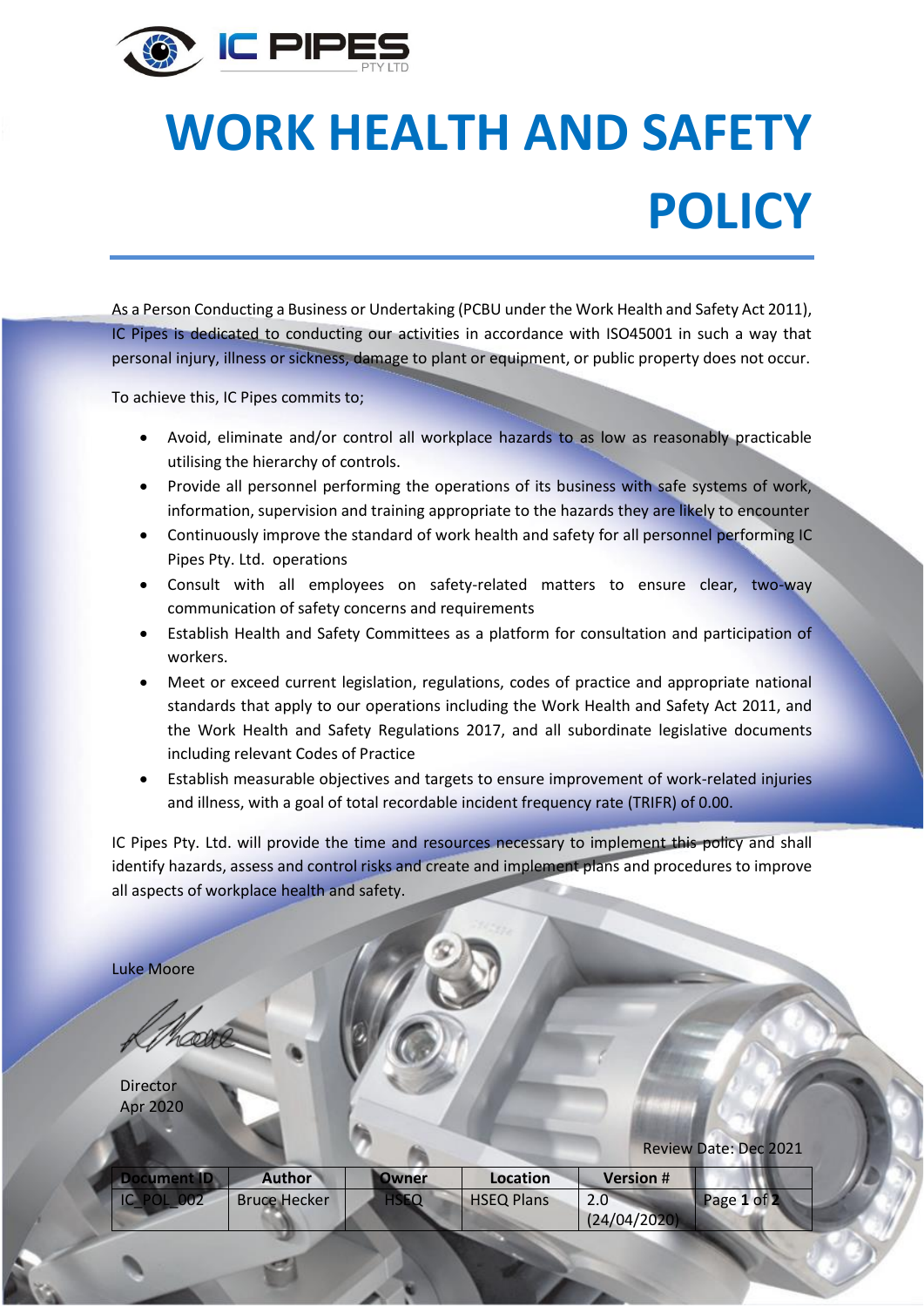# WORK HEALTH AND SAFETY POLICY

As a Person Conducting a Business or Undertaking (PCBU under the Work Health and Safety Act 2011), IC Pipes is dedicated to conducting our activities in accordance with ISO45001 in such a way that personal injury, illness or sickness, damage to plant or equipment, or public property does not occur.

To achieve this, IC Pipes commits to;

- Avoid, eliminate and/or control all workplace hazards to as low as reasonably practicable utilising the hierarchy of controls.
- Provide all personnel performing the operations of its business with safe systems of work, information, supervision and training appropriate to the hazards they are likely to encounter
- Continuously improve the standard of work health and safety for all personnel performing IC Pipes Pty. Ltd. operations
- Consult with all employees on safety-related matters to ensure clear, two-way communication of safety concerns and requirements
- Establish Health and Safety Committees as a platform for consultation and participation of workers.
- Meet or exceed current legislation, regulations, codes of practice and appropriate national standards that apply to our operations including the Work Health and Safety Act 2011, and the Work Health and Safety Regulations 2017, and all subordinate legislative documents including relevant Codes of Practice
- Establish measurable objectives and targets to ensure improvement of work-related injuries and illness, with a goal of total recordable incident frequency rate (TRIFR) of 0.00.

IC Pipes Pty. Ltd. will provide the time and resources necessary to implement this policy and shall identify hazards, assess and control risks and create and implement plans and procedures to improve all aspects of workplace health and safety.

Luke Moore

Director
Apr 2020

Review Date: Dec 2021

| Document ID | Author | Owner | Location | Version # | |
|---|---|---|---|---|---|
| IC_POL_002 | Bruce Hecker | HSEQ | HSEQ Plans | 2.0 (24/04/2020) | Page 1 of 2 |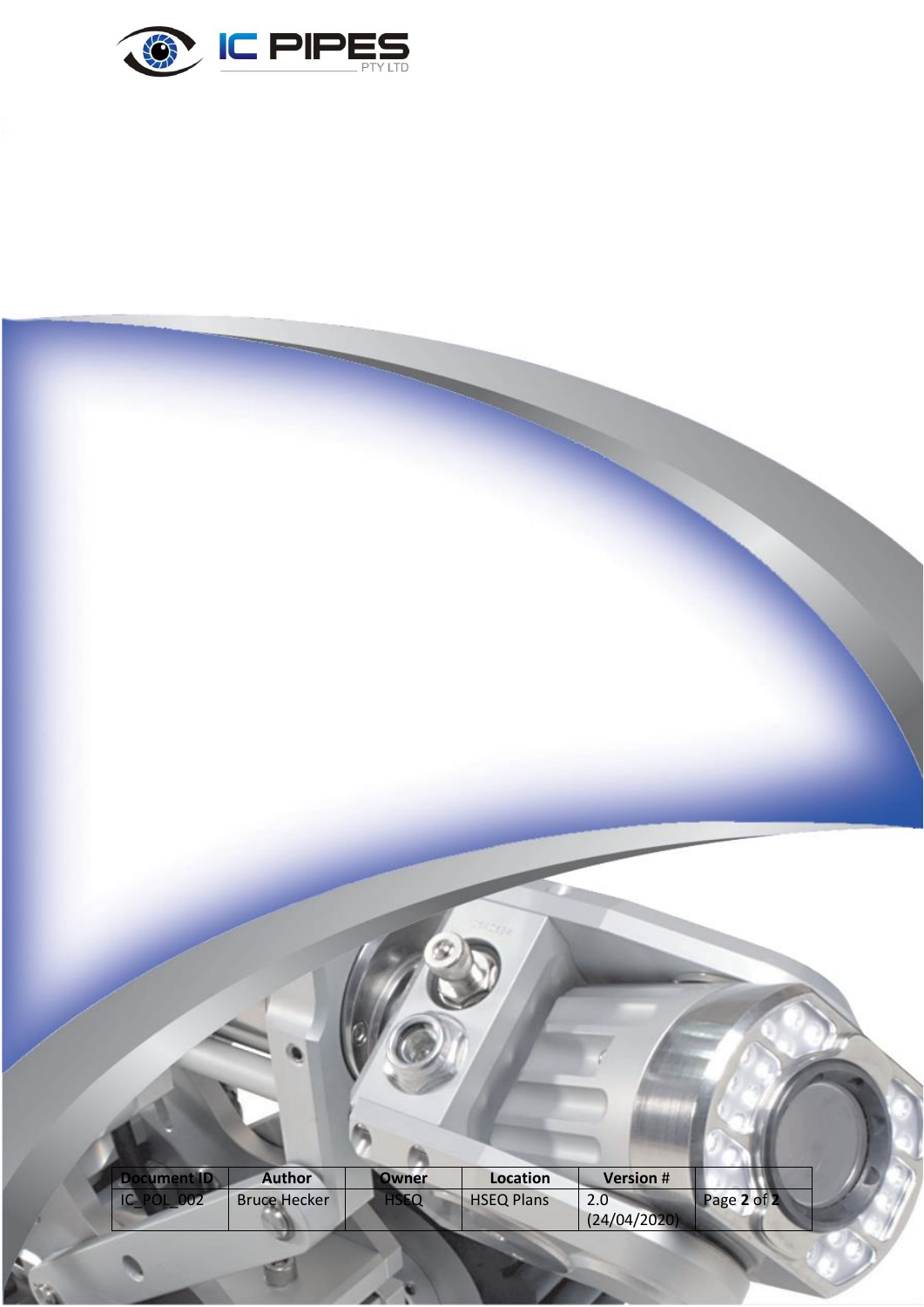| Document ID | Author | Owner | Location | Version # | |
|---|---|---|---|---|---|
| IC_POL_002 | Bruce Hecker | HSEQ | HSEQ Plans | 2.0 (24/04/2020) | Page **2** of **2** |